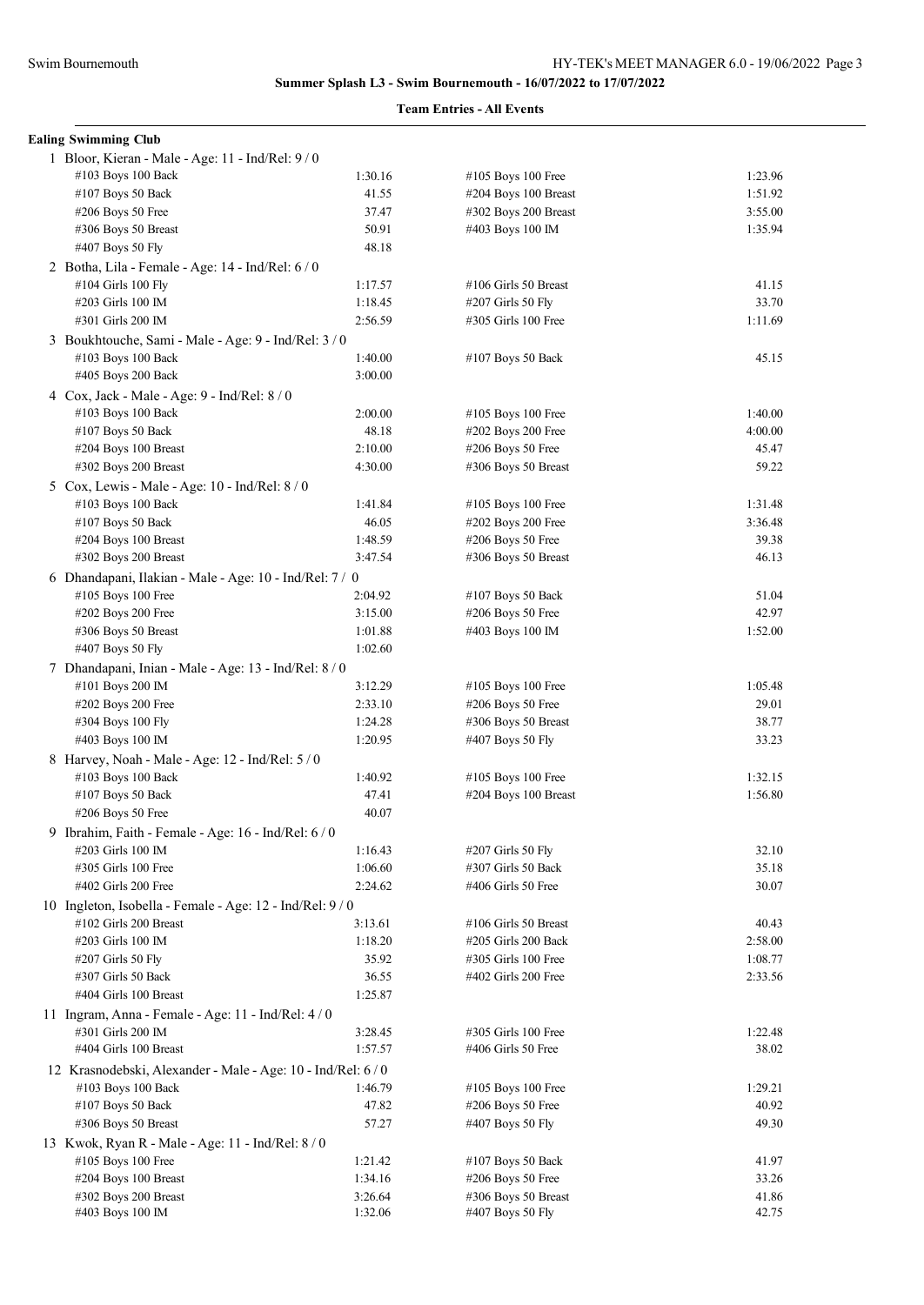**Summary Splash L3 - Swim Bournemouth - 16/07/2022 to 17/07/2022**

**Team Entries - All Events**

**Ealing Swimming Club**

1 Bloor, Kieran - Male - Age: 11 - Ind/Rel: 9 / 0

| Event | Time | Event | Time |
|---|---|---|---|
| #103 Boys 100 Back | 1:30.16 | #105 Boys 100 Free | 1:23.96 |
| #107 Boys 50 Back | 41.55 | #204 Boys 100 Breast | 1:51.92 |
| #206 Boys 50 Free | 37.47 | #302 Boys 200 Breast | 3:55.00 |
| #306 Boys 50 Breast | 50.91 | #403 Boys 100 IM | 1:35.94 |
| #407 Boys 50 Fly | 48.18 | | |

2 Botha, Lila - Female - Age: 14 - Ind/Rel: 6 / 0

| Event | Time | Event | Time |
|---|---|---|---|
| #104 Girls 100 Fly | 1:17.57 | #106 Girls 50 Breast | 41.15 |
| #203 Girls 100 IM | 1:18.45 | #207 Girls 50 Fly | 33.70 |
| #301 Girls 200 IM | 2:56.59 | #305 Girls 100 Free | 1:11.69 |

3 Boukhtouche, Sami - Male - Age: 9 - Ind/Rel: 3 / 0

| Event | Time | Event | Time |
|---|---|---|---|
| #103 Boys 100 Back | 1:40.00 | #107 Boys 50 Back | 45.15 |
| #405 Boys 200 Back | 3:00.00 | | |

4 Cox, Jack - Male - Age: 9 - Ind/Rel: 8 / 0

| Event | Time | Event | Time |
|---|---|---|---|
| #103 Boys 100 Back | 2:00.00 | #105 Boys 100 Free | 1:40.00 |
| #107 Boys 50 Back | 48.18 | #202 Boys 200 Free | 4:00.00 |
| #204 Boys 100 Breast | 2:10.00 | #206 Boys 50 Free | 45.47 |
| #302 Boys 200 Breast | 4:30.00 | #306 Boys 50 Breast | 59.22 |

5 Cox, Lewis - Male - Age: 10 - Ind/Rel: 8 / 0

| Event | Time | Event | Time |
|---|---|---|---|
| #103 Boys 100 Back | 1:41.84 | #105 Boys 100 Free | 1:31.48 |
| #107 Boys 50 Back | 46.05 | #202 Boys 200 Free | 3:36.48 |
| #204 Boys 100 Breast | 1:48.59 | #206 Boys 50 Free | 39.38 |
| #302 Boys 200 Breast | 3:47.54 | #306 Boys 50 Breast | 46.13 |

6 Dhandapani, Ilakian - Male - Age: 10 - Ind/Rel: 7 / 0

| Event | Time | Event | Time |
|---|---|---|---|
| #105 Boys 100 Free | 2:04.92 | #107 Boys 50 Back | 51.04 |
| #202 Boys 200 Free | 3:15.00 | #206 Boys 50 Free | 42.97 |
| #306 Boys 50 Breast | 1:01.88 | #403 Boys 100 IM | 1:52.00 |
| #407 Boys 50 Fly | 1:02.60 | | |

7 Dhandapani, Inian - Male - Age: 13 - Ind/Rel: 8 / 0

| Event | Time | Event | Time |
|---|---|---|---|
| #101 Boys 200 IM | 3:12.29 | #105 Boys 100 Free | 1:05.48 |
| #202 Boys 200 Free | 2:33.10 | #206 Boys 50 Free | 29.01 |
| #304 Boys 100 Fly | 1:24.28 | #306 Boys 50 Breast | 38.77 |
| #403 Boys 100 IM | 1:20.95 | #407 Boys 50 Fly | 33.23 |

8 Harvey, Noah - Male - Age: 12 - Ind/Rel: 5 / 0

| Event | Time | Event | Time |
|---|---|---|---|
| #103 Boys 100 Back | 1:40.92 | #105 Boys 100 Free | 1:32.15 |
| #107 Boys 50 Back | 47.41 | #204 Boys 100 Breast | 1:56.80 |
| #206 Boys 50 Free | 40.07 | | |

9 Ibrahim, Faith - Female - Age: 16 - Ind/Rel: 6 / 0

| Event | Time | Event | Time |
|---|---|---|---|
| #203 Girls 100 IM | 1:16.43 | #207 Girls 50 Fly | 32.10 |
| #305 Girls 100 Free | 1:06.60 | #307 Girls 50 Back | 35.18 |
| #402 Girls 200 Free | 2:24.62 | #406 Girls 50 Free | 30.07 |

10 Ingleton, Isobella - Female - Age: 12 - Ind/Rel: 9 / 0

| Event | Time | Event | Time |
|---|---|---|---|
| #102 Girls 200 Breast | 3:13.61 | #106 Girls 50 Breast | 40.43 |
| #203 Girls 100 IM | 1:18.20 | #205 Girls 200 Back | 2:58.00 |
| #207 Girls 50 Fly | 35.92 | #305 Girls 100 Free | 1:08.77 |
| #307 Girls 50 Back | 36.55 | #402 Girls 200 Free | 2:33.56 |
| #404 Girls 100 Breast | 1:25.87 | | |

11 Ingram, Anna - Female - Age: 11 - Ind/Rel: 4 / 0

| Event | Time | Event | Time |
|---|---|---|---|
| #301 Girls 200 IM | 3:28.45 | #305 Girls 100 Free | 1:22.48 |
| #404 Girls 100 Breast | 1:57.57 | #406 Girls 50 Free | 38.02 |

12 Krasnodebski, Alexander - Male - Age: 10 - Ind/Rel: 6 / 0

| Event | Time | Event | Time |
|---|---|---|---|
| #103 Boys 100 Back | 1:46.79 | #105 Boys 100 Free | 1:29.21 |
| #107 Boys 50 Back | 47.82 | #206 Boys 50 Free | 40.92 |
| #306 Boys 50 Breast | 57.27 | #407 Boys 50 Fly | 49.30 |

13 Kwok, Ryan R - Male - Age: 11 - Ind/Rel: 8 / 0

| Event | Time | Event | Time |
|---|---|---|---|
| #105 Boys 100 Free | 1:21.42 | #107 Boys 50 Back | 41.97 |
| #204 Boys 100 Breast | 1:34.16 | #206 Boys 50 Free | 33.26 |
| #302 Boys 200 Breast | 3:26.64 | #306 Boys 50 Breast | 41.86 |
| #403 Boys 100 IM | 1:32.06 | #407 Boys 50 Fly | 42.75 |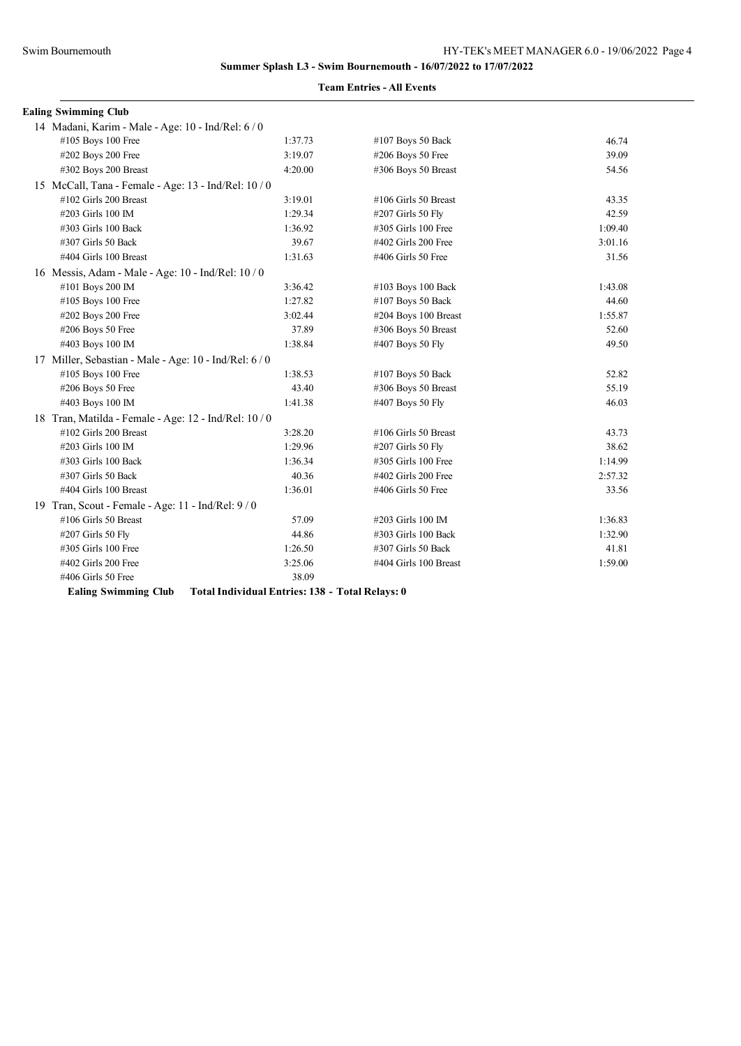**Team Entries - All Events**

**Ealing Swimming Club**

14 Madani, Karim - Male - Age: 10 - Ind/Rel: 6 / 0

| | | | |
|---|---|---|---|
| #105 Boys 100 Free | 1:37.73 | #107 Boys 50 Back | 46.74 |
| #202 Boys 200 Free | 3:19.07 | #206 Boys 50 Free | 39.09 |
| #302 Boys 200 Breast | 4:20.00 | #306 Boys 50 Breast | 54.56 |

15 McCall, Tana - Female - Age: 13 - Ind/Rel: 10 / 0

| | | | |
|---|---|---|---|
| #102 Girls 200 Breast | 3:19.01 | #106 Girls 50 Breast | 43.35 |
| #203 Girls 100 IM | 1:29.34 | #207 Girls 50 Fly | 42.59 |
| #303 Girls 100 Back | 1:36.92 | #305 Girls 100 Free | 1:09.40 |
| #307 Girls 50 Back | 39.67 | #402 Girls 200 Free | 3:01.16 |
| #404 Girls 100 Breast | 1:31.63 | #406 Girls 50 Free | 31.56 |

16 Messis, Adam - Male - Age: 10 - Ind/Rel: 10 / 0

| | | | |
|---|---|---|---|
| #101 Boys 200 IM | 3:36.42 | #103 Boys 100 Back | 1:43.08 |
| #105 Boys 100 Free | 1:27.82 | #107 Boys 50 Back | 44.60 |
| #202 Boys 200 Free | 3:02.44 | #204 Boys 100 Breast | 1:55.87 |
| #206 Boys 50 Free | 37.89 | #306 Boys 50 Breast | 52.60 |
| #403 Boys 100 IM | 1:38.84 | #407 Boys 50 Fly | 49.50 |

17 Miller, Sebastian - Male - Age: 10 - Ind/Rel: 6 / 0

| | | | |
|---|---|---|---|
| #105 Boys 100 Free | 1:38.53 | #107 Boys 50 Back | 52.82 |
| #206 Boys 50 Free | 43.40 | #306 Boys 50 Breast | 55.19 |
| #403 Boys 100 IM | 1:41.38 | #407 Boys 50 Fly | 46.03 |

18 Tran, Matilda - Female - Age: 12 - Ind/Rel: 10 / 0

| | | | |
|---|---|---|---|
| #102 Girls 200 Breast | 3:28.20 | #106 Girls 50 Breast | 43.73 |
| #203 Girls 100 IM | 1:29.96 | #207 Girls 50 Fly | 38.62 |
| #303 Girls 100 Back | 1:36.34 | #305 Girls 100 Free | 1:14.99 |
| #307 Girls 50 Back | 40.36 | #402 Girls 200 Free | 2:57.32 |
| #404 Girls 100 Breast | 1:36.01 | #406 Girls 50 Free | 33.56 |

19 Tran, Scout - Female - Age: 11 - Ind/Rel: 9 / 0

| | | | |
|---|---|---|---|
| #106 Girls 50 Breast | 57.09 | #203 Girls 100 IM | 1:36.83 |
| #207 Girls 50 Fly | 44.86 | #303 Girls 100 Back | 1:32.90 |
| #305 Girls 100 Free | 1:26.50 | #307 Girls 50 Back | 41.81 |
| #402 Girls 200 Free | 3:25.06 | #404 Girls 100 Breast | 1:59.00 |
| #406 Girls 50 Free | 38.09 | | |

**Ealing Swimming Club Total Individual Entries: 138 - Total Relays: 0**